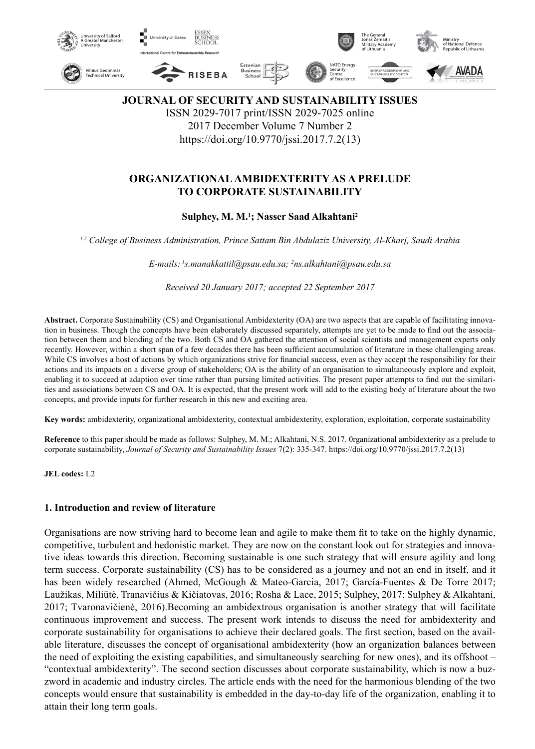# JOURNAL OF SECURITY AND SUSTAINABILITY ISSUES

ISSN 2029-7017 print/ISSN 2029-7025 online
2017 December Volume 7 Number 2
https://doi.org/10.9770/jssi.2017.7.2(13)

## ORGANIZATIONAL AMBIDEXTERITY AS A PRELUDE TO CORPORATE SUSTAINABILITY

**Sulphey, M. M.[1]; Nasser Saad Alkahtani[2]**

*[1,2] College of Business Administration, Prince Sattam Bin Abdulaziz University, Al-Kharj, Saudi Arabia*

*E-mails: [1]s.manakkattil@psau.edu.sa; [2]ns.alkahtani@psau.edu.sa*

*Received 20 January 2017; accepted 22 September 2017*

**Abstract.** Corporate Sustainability (CS) and Organisational Ambidexterity (OA) are two aspects that are capable of facilitating innovation in business. Though the concepts have been elaborately discussed separately, attempts are yet to be made to find out the association between them and blending of the two. Both CS and OA gathered the attention of social scientists and management experts only recently. However, within a short span of a few decades there has been sufficient accumulation of literature in these challenging areas. While CS involves a host of actions by which organizations strive for financial success, even as they accept the responsibility for their actions and its impacts on a diverse group of stakeholders; OA is the ability of an organisation to simultaneously explore and exploit, enabling it to succeed at adaption over time rather than pursing limited activities. The present paper attempts to find out the similarities and associations between CS and OA. It is expected, that the present work will add to the existing body of literature about the two concepts, and provide inputs for further research in this new and exciting area.

**Key words:** ambidexterity, organizational ambidexterity, contextual ambidexterity, exploration, exploitation, corporate sustainability

**Reference** to this paper should be made as follows: Sulphey, M. M.; Alkahtani, N.S. 2017. 0rganizational ambidexterity as a prelude to corporate sustainability, *Journal of Security and Sustainability Issues* 7(2): 335-347. https://doi.org/10.9770/jssi.2017.7.2(13)

**JEL codes:** L2

### 1. Introduction and review of literature

Organisations are now striving hard to become lean and agile to make them fit to take on the highly dynamic, competitive, turbulent and hedonistic market. They are now on the constant look out for strategies and innovative ideas towards this direction. Becoming sustainable is one such strategy that will ensure agility and long term success. Corporate sustainability (CS) has to be considered as a journey and not an end in itself, and it has been widely researched (Ahmed, McGough & Mateo-Garcia, 2017; García-Fuentes & De Torre 2017; Laužikas, Miliūtė, Tranavičius & Kičiatovas, 2016; Rosha & Lace, 2015; Sulphey, 2017; Sulphey & Alkahtani, 2017; Tvaronavičienė, 2016).Becoming an ambidextrous organisation is another strategy that will facilitate continuous improvement and success. The present work intends to discuss the need for ambidexterity and corporate sustainability for organisations to achieve their declared goals. The first section, based on the available literature, discusses the concept of organisational ambidexterity (how an organization balances between the need of exploiting the existing capabilities, and simultaneously searching for new ones), and its offshoot – "contextual ambidexterity". The second section discusses about corporate sustainability, which is now a buzzword in academic and industry circles. The article ends with the need for the harmonious blending of the two concepts would ensure that sustainability is embedded in the day-to-day life of the organization, enabling it to attain their long term goals.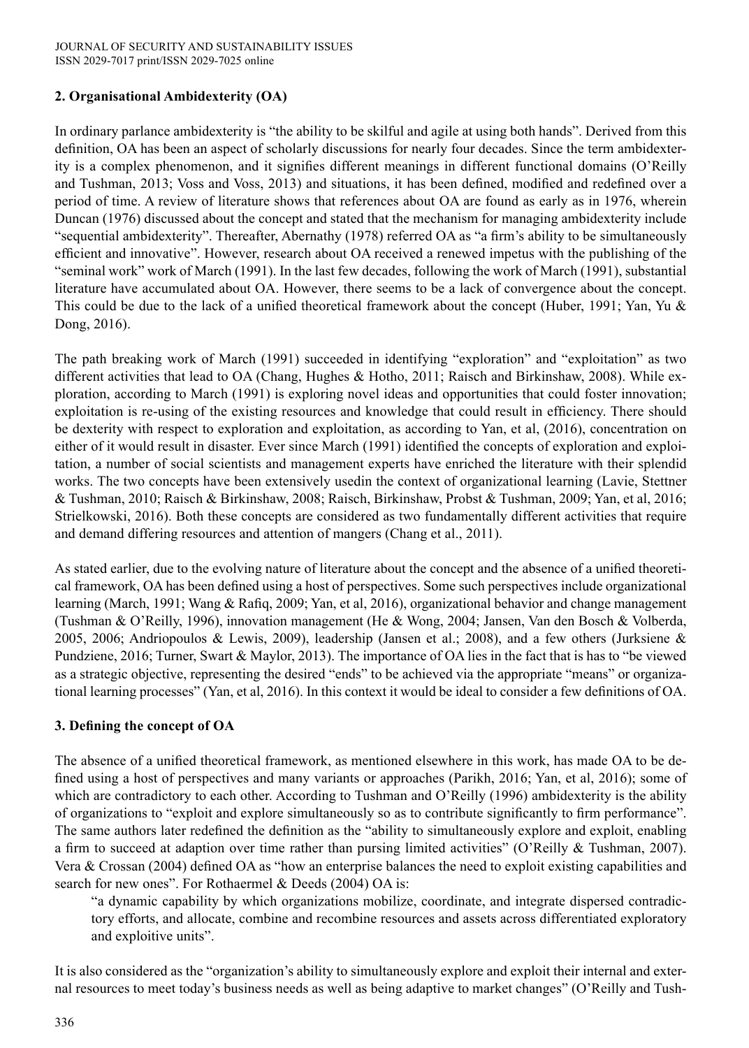## 2. Organisational Ambidexterity (OA)

In ordinary parlance ambidexterity is "the ability to be skilful and agile at using both hands". Derived from this definition, OA has been an aspect of scholarly discussions for nearly four decades. Since the term ambidexterity is a complex phenomenon, and it signifies different meanings in different functional domains (O'Reilly and Tushman, 2013; Voss and Voss, 2013) and situations, it has been defined, modified and redefined over a period of time. A review of literature shows that references about OA are found as early as in 1976, wherein Duncan (1976) discussed about the concept and stated that the mechanism for managing ambidexterity include "sequential ambidexterity". Thereafter, Abernathy (1978) referred OA as "a firm's ability to be simultaneously efficient and innovative". However, research about OA received a renewed impetus with the publishing of the "seminal work" work of March (1991). In the last few decades, following the work of March (1991), substantial literature have accumulated about OA. However, there seems to be a lack of convergence about the concept. This could be due to the lack of a unified theoretical framework about the concept (Huber, 1991; Yan, Yu & Dong, 2016).

The path breaking work of March (1991) succeeded in identifying "exploration" and "exploitation" as two different activities that lead to OA (Chang, Hughes & Hotho, 2011; Raisch and Birkinshaw, 2008). While exploration, according to March (1991) is exploring novel ideas and opportunities that could foster innovation; exploitation is re-using of the existing resources and knowledge that could result in efficiency. There should be dexterity with respect to exploration and exploitation, as according to Yan, et al, (2016), concentration on either of it would result in disaster. Ever since March (1991) identified the concepts of exploration and exploitation, a number of social scientists and management experts have enriched the literature with their splendid works. The two concepts have been extensively usedin the context of organizational learning (Lavie, Stettner & Tushman, 2010; Raisch & Birkinshaw, 2008; Raisch, Birkinshaw, Probst & Tushman, 2009; Yan, et al, 2016; Strielkowski, 2016). Both these concepts are considered as two fundamentally different activities that require and demand differing resources and attention of mangers (Chang et al., 2011).

As stated earlier, due to the evolving nature of literature about the concept and the absence of a unified theoretical framework, OA has been defined using a host of perspectives. Some such perspectives include organizational learning (March, 1991; Wang & Rafiq, 2009; Yan, et al, 2016), organizational behavior and change management (Tushman & O'Reilly, 1996), innovation management (He & Wong, 2004; Jansen, Van den Bosch & Volberda, 2005, 2006; Andriopoulos & Lewis, 2009), leadership (Jansen et al.; 2008), and a few others (Jurksiene & Pundziene, 2016; Turner, Swart & Maylor, 2013). The importance of OA lies in the fact that is has to "be viewed as a strategic objective, representing the desired "ends" to be achieved via the appropriate "means" or organizational learning processes" (Yan, et al, 2016). In this context it would be ideal to consider a few definitions of OA.

## 3. Defining the concept of OA

The absence of a unified theoretical framework, as mentioned elsewhere in this work, has made OA to be defined using a host of perspectives and many variants or approaches (Parikh, 2016; Yan, et al, 2016); some of which are contradictory to each other. According to Tushman and O'Reilly (1996) ambidexterity is the ability of organizations to "exploit and explore simultaneously so as to contribute significantly to firm performance". The same authors later redefined the definition as the "ability to simultaneously explore and exploit, enabling a firm to succeed at adaption over time rather than pursing limited activities" (O'Reilly & Tushman, 2007). Vera & Crossan (2004) defined OA as "how an enterprise balances the need to exploit existing capabilities and search for new ones". For Rothaermel & Deeds (2004) OA is:

> "a dynamic capability by which organizations mobilize, coordinate, and integrate dispersed contradictory efforts, and allocate, combine and recombine resources and assets across differentiated exploratory and exploitive units".

It is also considered as the "organization's ability to simultaneously explore and exploit their internal and external resources to meet today's business needs as well as being adaptive to market changes" (O'Reilly and Tush-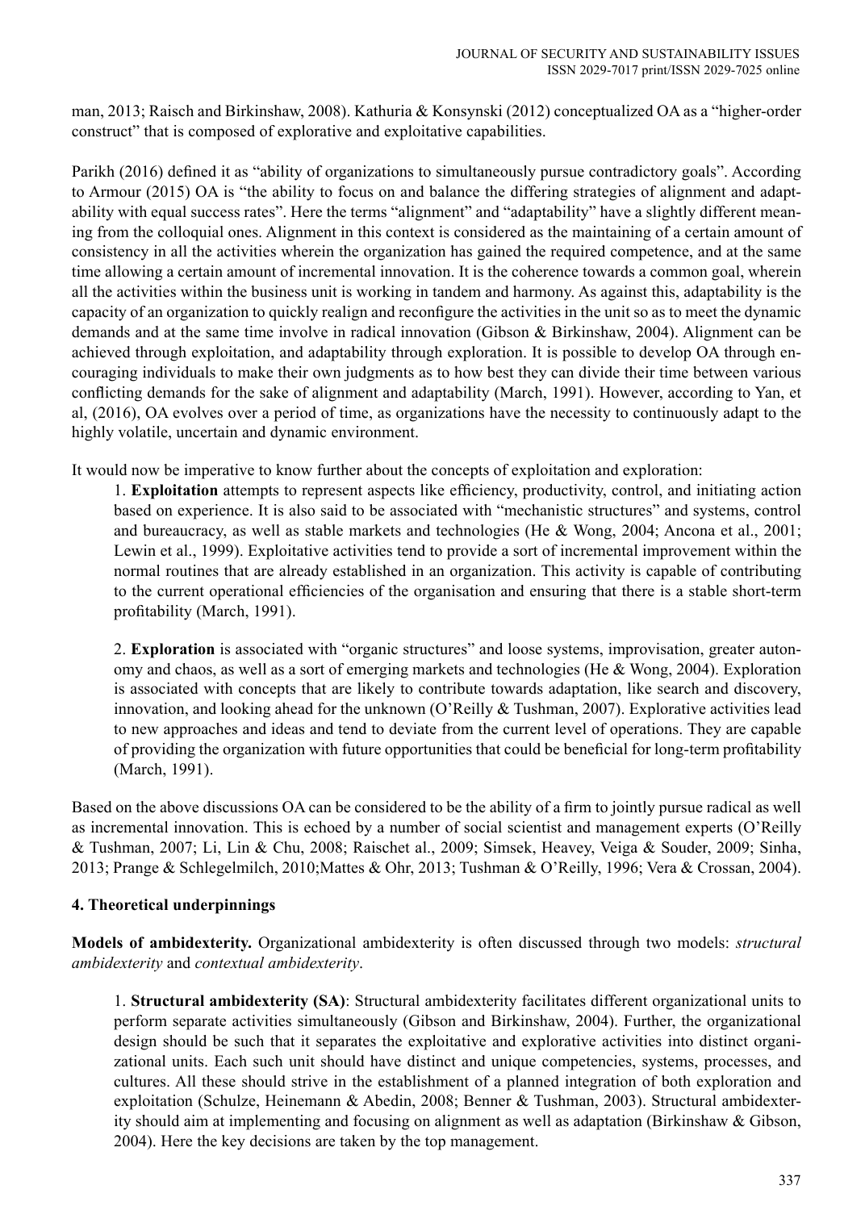man, 2013; Raisch and Birkinshaw, 2008). Kathuria & Konsynski (2012) conceptualized OA as a "higher-order construct" that is composed of explorative and exploitative capabilities.

Parikh (2016) defined it as "ability of organizations to simultaneously pursue contradictory goals". According to Armour (2015) OA is "the ability to focus on and balance the differing strategies of alignment and adaptability with equal success rates". Here the terms "alignment" and "adaptability" have a slightly different meaning from the colloquial ones. Alignment in this context is considered as the maintaining of a certain amount of consistency in all the activities wherein the organization has gained the required competence, and at the same time allowing a certain amount of incremental innovation. It is the coherence towards a common goal, wherein all the activities within the business unit is working in tandem and harmony. As against this, adaptability is the capacity of an organization to quickly realign and reconfigure the activities in the unit so as to meet the dynamic demands and at the same time involve in radical innovation (Gibson & Birkinshaw, 2004). Alignment can be achieved through exploitation, and adaptability through exploration. It is possible to develop OA through encouraging individuals to make their own judgments as to how best they can divide their time between various conflicting demands for the sake of alignment and adaptability (March, 1991). However, according to Yan, et al, (2016), OA evolves over a period of time, as organizations have the necessity to continuously adapt to the highly volatile, uncertain and dynamic environment.

It would now be imperative to know further about the concepts of exploitation and exploration:

1. **Exploitation** attempts to represent aspects like efficiency, productivity, control, and initiating action based on experience. It is also said to be associated with "mechanistic structures" and systems, control and bureaucracy, as well as stable markets and technologies (He & Wong, 2004; Ancona et al., 2001; Lewin et al., 1999). Exploitative activities tend to provide a sort of incremental improvement within the normal routines that are already established in an organization. This activity is capable of contributing to the current operational efficiencies of the organisation and ensuring that there is a stable short-term profitability (March, 1991).

2. **Exploration** is associated with "organic structures" and loose systems, improvisation, greater autonomy and chaos, as well as a sort of emerging markets and technologies (He & Wong, 2004). Exploration is associated with concepts that are likely to contribute towards adaptation, like search and discovery, innovation, and looking ahead for the unknown (O'Reilly & Tushman, 2007). Explorative activities lead to new approaches and ideas and tend to deviate from the current level of operations. They are capable of providing the organization with future opportunities that could be beneficial for long-term profitability (March, 1991).

Based on the above discussions OA can be considered to be the ability of a firm to jointly pursue radical as well as incremental innovation. This is echoed by a number of social scientist and management experts (O'Reilly & Tushman, 2007; Li, Lin & Chu, 2008; Raischet al., 2009; Simsek, Heavey, Veiga & Souder, 2009; Sinha, 2013; Prange & Schlegelmilch, 2010;Mattes & Ohr, 2013; Tushman & O'Reilly, 1996; Vera & Crossan, 2004).

## 4. Theoretical underpinnings

**Models of ambidexterity.** Organizational ambidexterity is often discussed through two models: *structural ambidexterity* and *contextual ambidexterity*.

1. **Structural ambidexterity (SA)**: Structural ambidexterity facilitates different organizational units to perform separate activities simultaneously (Gibson and Birkinshaw, 2004). Further, the organizational design should be such that it separates the exploitative and explorative activities into distinct organizational units. Each such unit should have distinct and unique competencies, systems, processes, and cultures. All these should strive in the establishment of a planned integration of both exploration and exploitation (Schulze, Heinemann & Abedin, 2008; Benner & Tushman, 2003). Structural ambidexterity should aim at implementing and focusing on alignment as well as adaptation (Birkinshaw & Gibson, 2004). Here the key decisions are taken by the top management.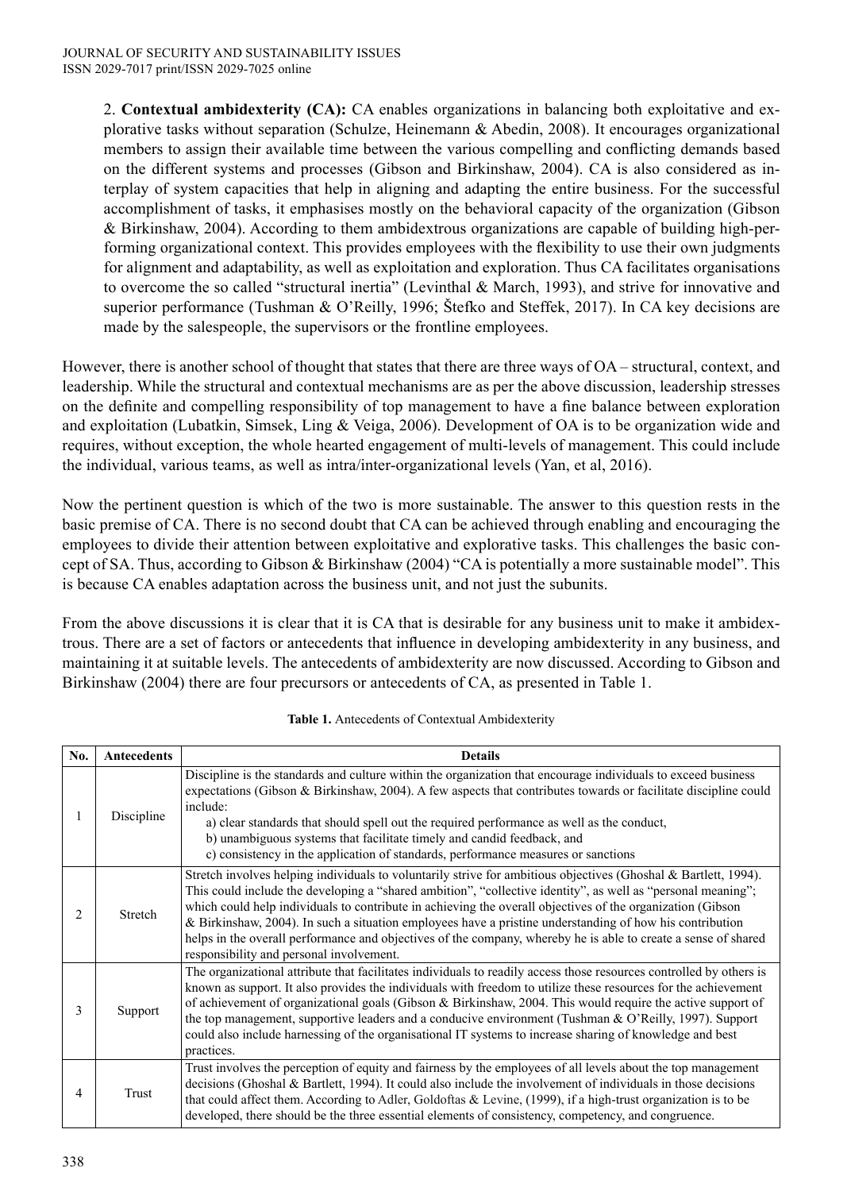2. **Contextual ambidexterity (CA):** CA enables organizations in balancing both exploitative and explorative tasks without separation (Schulze, Heinemann & Abedin, 2008). It encourages organizational members to assign their available time between the various compelling and conflicting demands based on the different systems and processes (Gibson and Birkinshaw, 2004). CA is also considered as interplay of system capacities that help in aligning and adapting the entire business. For the successful accomplishment of tasks, it emphasises mostly on the behavioral capacity of the organization (Gibson & Birkinshaw, 2004). According to them ambidextrous organizations are capable of building high-performing organizational context. This provides employees with the flexibility to use their own judgments for alignment and adaptability, as well as exploitation and exploration. Thus CA facilitates organisations to overcome the so called "structural inertia" (Levinthal & March, 1993), and strive for innovative and superior performance (Tushman & O'Reilly, 1996; Štefko and Steffek, 2017). In CA key decisions are made by the salespeople, the supervisors or the frontline employees.

However, there is another school of thought that states that there are three ways of OA – structural, context, and leadership. While the structural and contextual mechanisms are as per the above discussion, leadership stresses on the definite and compelling responsibility of top management to have a fine balance between exploration and exploitation (Lubatkin, Simsek, Ling & Veiga, 2006). Development of OA is to be organization wide and requires, without exception, the whole hearted engagement of multi-levels of management. This could include the individual, various teams, as well as intra/inter-organizational levels (Yan, et al, 2016).

Now the pertinent question is which of the two is more sustainable. The answer to this question rests in the basic premise of CA. There is no second doubt that CA can be achieved through enabling and encouraging the employees to divide their attention between exploitative and explorative tasks. This challenges the basic concept of SA. Thus, according to Gibson & Birkinshaw (2004) "CA is potentially a more sustainable model". This is because CA enables adaptation across the business unit, and not just the subunits.

From the above discussions it is clear that it is CA that is desirable for any business unit to make it ambidextrous. There are a set of factors or antecedents that influence in developing ambidexterity in any business, and maintaining it at suitable levels. The antecedents of ambidexterity are now discussed. According to Gibson and Birkinshaw (2004) there are four precursors or antecedents of CA, as presented in Table 1.

**Table 1.** Antecedents of Contextual Ambidexterity

| No. | Antecedents | Details |
|---|---|---|
| 1 | Discipline | Discipline is the standards and culture within the organization that encourage individuals to exceed business expectations (Gibson & Birkinshaw, 2004). A few aspects that contributes towards or facilitate discipline could include: a) clear standards that should spell out the required performance as well as the conduct, b) unambiguous systems that facilitate timely and candid feedback, and c) consistency in the application of standards, performance measures or sanctions |
| 2 | Stretch | Stretch involves helping individuals to voluntarily strive for ambitious objectives (Ghoshal & Bartlett, 1994). This could include the developing a "shared ambition", "collective identity", as well as "personal meaning"; which could help individuals to contribute in achieving the overall objectives of the organization (Gibson & Birkinshaw, 2004). In such a situation employees have a pristine understanding of how his contribution helps in the overall performance and objectives of the company, whereby he is able to create a sense of shared responsibility and personal involvement. |
| 3 | Support | The organizational attribute that facilitates individuals to readily access those resources controlled by others is known as support. It also provides the individuals with freedom to utilize these resources for the achievement of achievement of organizational goals (Gibson & Birkinshaw, 2004. This would require the active support of the top management, supportive leaders and a conducive environment (Tushman & O'Reilly, 1997). Support could also include harnessing of the organisational IT systems to increase sharing of knowledge and best practices. |
| 4 | Trust | Trust involves the perception of equity and fairness by the employees of all levels about the top management decisions (Ghoshal & Bartlett, 1994). It could also include the involvement of individuals in those decisions that could affect them. According to Adler, Goldoftas & Levine, (1999), if a high-trust organization is to be developed, there should be the three essential elements of consistency, competency, and congruence. |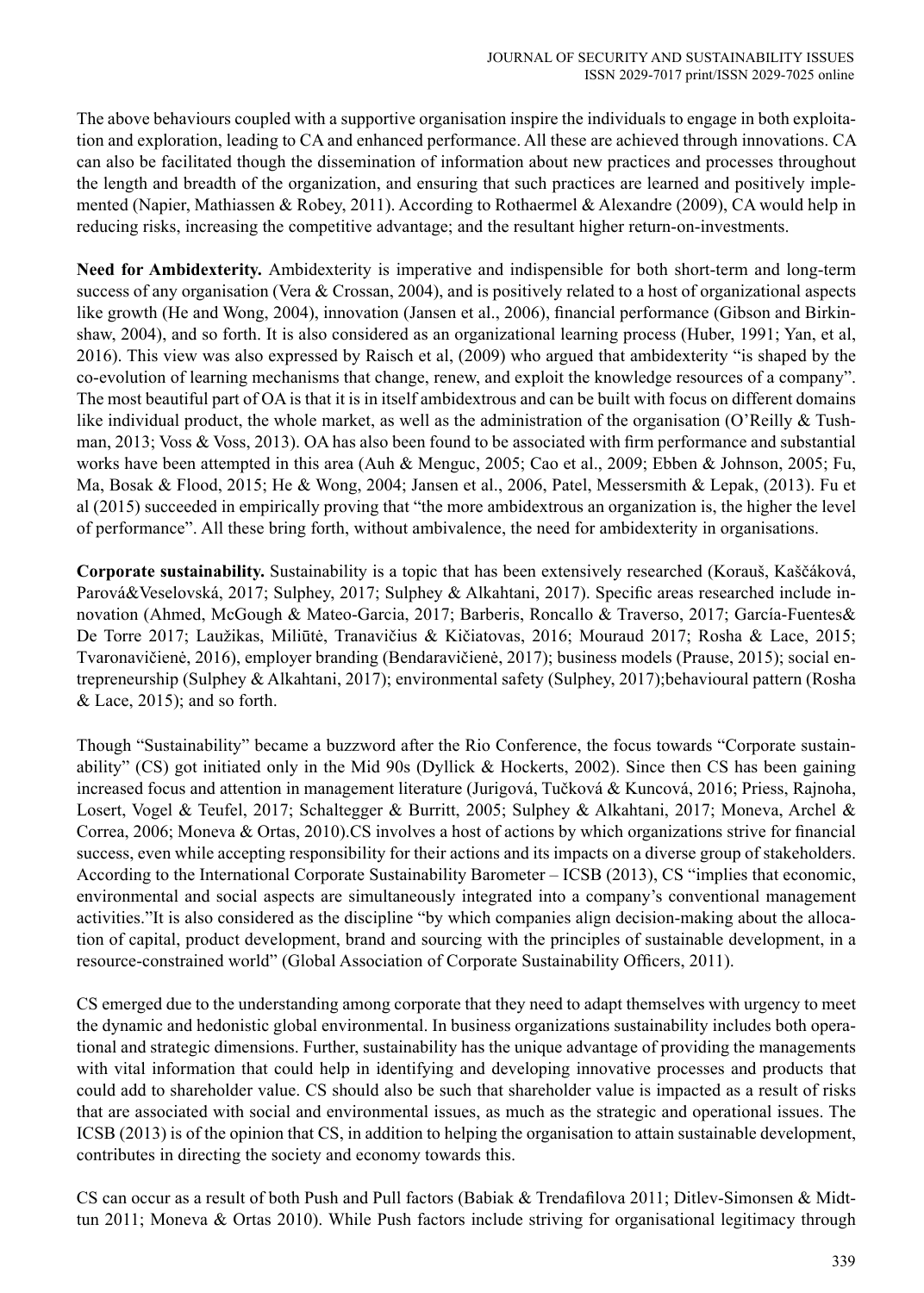The above behaviours coupled with a supportive organisation inspire the individuals to engage in both exploitation and exploration, leading to CA and enhanced performance. All these are achieved through innovations. CA can also be facilitated though the dissemination of information about new practices and processes throughout the length and breadth of the organization, and ensuring that such practices are learned and positively implemented (Napier, Mathiassen & Robey, 2011). According to Rothaermel & Alexandre (2009), CA would help in reducing risks, increasing the competitive advantage; and the resultant higher return-on-investments.

**Need for Ambidexterity.** Ambidexterity is imperative and indispensible for both short-term and long-term success of any organisation (Vera & Crossan, 2004), and is positively related to a host of organizational aspects like growth (He and Wong, 2004), innovation (Jansen et al., 2006), financial performance (Gibson and Birkinshaw, 2004), and so forth. It is also considered as an organizational learning process (Huber, 1991; Yan, et al, 2016). This view was also expressed by Raisch et al, (2009) who argued that ambidexterity "is shaped by the co-evolution of learning mechanisms that change, renew, and exploit the knowledge resources of a company". The most beautiful part of OA is that it is in itself ambidextrous and can be built with focus on different domains like individual product, the whole market, as well as the administration of the organisation (O'Reilly & Tushman, 2013; Voss & Voss, 2013). OA has also been found to be associated with firm performance and substantial works have been attempted in this area (Auh & Menguc, 2005; Cao et al., 2009; Ebben & Johnson, 2005; Fu, Ma, Bosak & Flood, 2015; He & Wong, 2004; Jansen et al., 2006, Patel, Messersmith & Lepak, (2013). Fu et al (2015) succeeded in empirically proving that "the more ambidextrous an organization is, the higher the level of performance". All these bring forth, without ambivalence, the need for ambidexterity in organisations.

**Corporate sustainability.** Sustainability is a topic that has been extensively researched (Korauš, Kaščáková, Parová&Veselovská, 2017; Sulphey, 2017; Sulphey & Alkahtani, 2017). Specific areas researched include innovation (Ahmed, McGough & Mateo-Garcia, 2017; Barberis, Roncallo & Traverso, 2017; García-Fuentes& De Torre 2017; Laužikas, Miliūtė, Tranavičius & Kičiatovas, 2016; Mouraud 2017; Rosha & Lace, 2015; Tvaronavičienė, 2016), employer branding (Bendaravičienė, 2017); business models (Prause, 2015); social entrepreneurship (Sulphey & Alkahtani, 2017); environmental safety (Sulphey, 2017);behavioural pattern (Rosha & Lace, 2015); and so forth.

Though "Sustainability" became a buzzword after the Rio Conference, the focus towards "Corporate sustainability" (CS) got initiated only in the Mid 90s (Dyllick & Hockerts, 2002). Since then CS has been gaining increased focus and attention in management literature (Jurigová, Tučková & Kuncová, 2016; Priess, Rajnoha, Losert, Vogel & Teufel, 2017; Schaltegger & Burritt, 2005; Sulphey & Alkahtani, 2017; Moneva, Archel & Correa, 2006; Moneva & Ortas, 2010).CS involves a host of actions by which organizations strive for financial success, even while accepting responsibility for their actions and its impacts on a diverse group of stakeholders. According to the International Corporate Sustainability Barometer – ICSB (2013), CS "implies that economic, environmental and social aspects are simultaneously integrated into a company's conventional management activities."It is also considered as the discipline "by which companies align decision-making about the allocation of capital, product development, brand and sourcing with the principles of sustainable development, in a resource-constrained world" (Global Association of Corporate Sustainability Officers, 2011).

CS emerged due to the understanding among corporate that they need to adapt themselves with urgency to meet the dynamic and hedonistic global environmental. In business organizations sustainability includes both operational and strategic dimensions. Further, sustainability has the unique advantage of providing the managements with vital information that could help in identifying and developing innovative processes and products that could add to shareholder value. CS should also be such that shareholder value is impacted as a result of risks that are associated with social and environmental issues, as much as the strategic and operational issues. The ICSB (2013) is of the opinion that CS, in addition to helping the organisation to attain sustainable development, contributes in directing the society and economy towards this.

CS can occur as a result of both Push and Pull factors (Babiak & Trendafilova 2011; Ditlev-Simonsen & Midttun 2011; Moneva & Ortas 2010). While Push factors include striving for organisational legitimacy through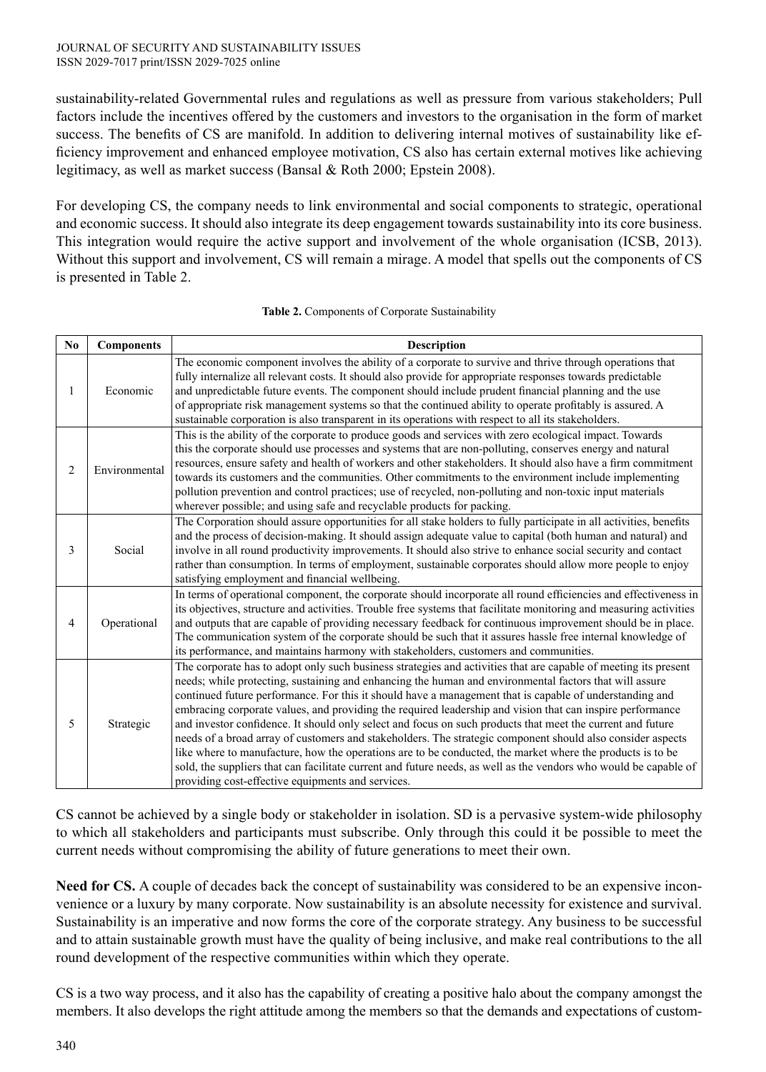sustainability-related Governmental rules and regulations as well as pressure from various stakeholders; Pull factors include the incentives offered by the customers and investors to the organisation in the form of market success. The benefits of CS are manifold. In addition to delivering internal motives of sustainability like efficiency improvement and enhanced employee motivation, CS also has certain external motives like achieving legitimacy, as well as market success (Bansal & Roth 2000; Epstein 2008).

For developing CS, the company needs to link environmental and social components to strategic, operational and economic success. It should also integrate its deep engagement towards sustainability into its core business. This integration would require the active support and involvement of the whole organisation (ICSB, 2013). Without this support and involvement, CS will remain a mirage. A model that spells out the components of CS is presented in Table 2.

**Table 2.** Components of Corporate Sustainability

| No | Components | Description |
|---|---|---|
| 1 | Economic | The economic component involves the ability of a corporate to survive and thrive through operations that fully internalize all relevant costs. It should also provide for appropriate responses towards predictable and unpredictable future events. The component should include prudent financial planning and the use of appropriate risk management systems so that the continued ability to operate profitably is assured. A sustainable corporation is also transparent in its operations with respect to all its stakeholders. |
| 2 | Environmental | This is the ability of the corporate to produce goods and services with zero ecological impact. Towards this the corporate should use processes and systems that are non-polluting, conserves energy and natural resources, ensure safety and health of workers and other stakeholders. It should also have a firm commitment towards its customers and the communities. Other commitments to the environment include implementing pollution prevention and control practices; use of recycled, non-polluting and non-toxic input materials wherever possible; and using safe and recyclable products for packing. |
| 3 | Social | The Corporation should assure opportunities for all stake holders to fully participate in all activities, benefits and the process of decision-making. It should assign adequate value to capital (both human and natural) and involve in all round productivity improvements. It should also strive to enhance social security and contact rather than consumption. In terms of employment, sustainable corporates should allow more people to enjoy satisfying employment and financial wellbeing. |
| 4 | Operational | In terms of operational component, the corporate should incorporate all round efficiencies and effectiveness in its objectives, structure and activities. Trouble free systems that facilitate monitoring and measuring activities and outputs that are capable of providing necessary feedback for continuous improvement should be in place. The communication system of the corporate should be such that it assures hassle free internal knowledge of its performance, and maintains harmony with stakeholders, customers and communities. |
| 5 | Strategic | The corporate has to adopt only such business strategies and activities that are capable of meeting its present needs; while protecting, sustaining and enhancing the human and environmental factors that will assure continued future performance. For this it should have a management that is capable of understanding and embracing corporate values, and providing the required leadership and vision that can inspire performance and investor confidence. It should only select and focus on such products that meet the current and future needs of a broad array of customers and stakeholders. The strategic component should also consider aspects like where to manufacture, how the operations are to be conducted, the market where the products is to be sold, the suppliers that can facilitate current and future needs, as well as the vendors who would be capable of providing cost-effective equipments and services. |

CS cannot be achieved by a single body or stakeholder in isolation. SD is a pervasive system-wide philosophy to which all stakeholders and participants must subscribe. Only through this could it be possible to meet the current needs without compromising the ability of future generations to meet their own.

**Need for CS.** A couple of decades back the concept of sustainability was considered to be an expensive inconvenience or a luxury by many corporate. Now sustainability is an absolute necessity for existence and survival. Sustainability is an imperative and now forms the core of the corporate strategy. Any business to be successful and to attain sustainable growth must have the quality of being inclusive, and make real contributions to the all round development of the respective communities within which they operate.

CS is a two way process, and it also has the capability of creating a positive halo about the company amongst the members. It also develops the right attitude among the members so that the demands and expectations of custom-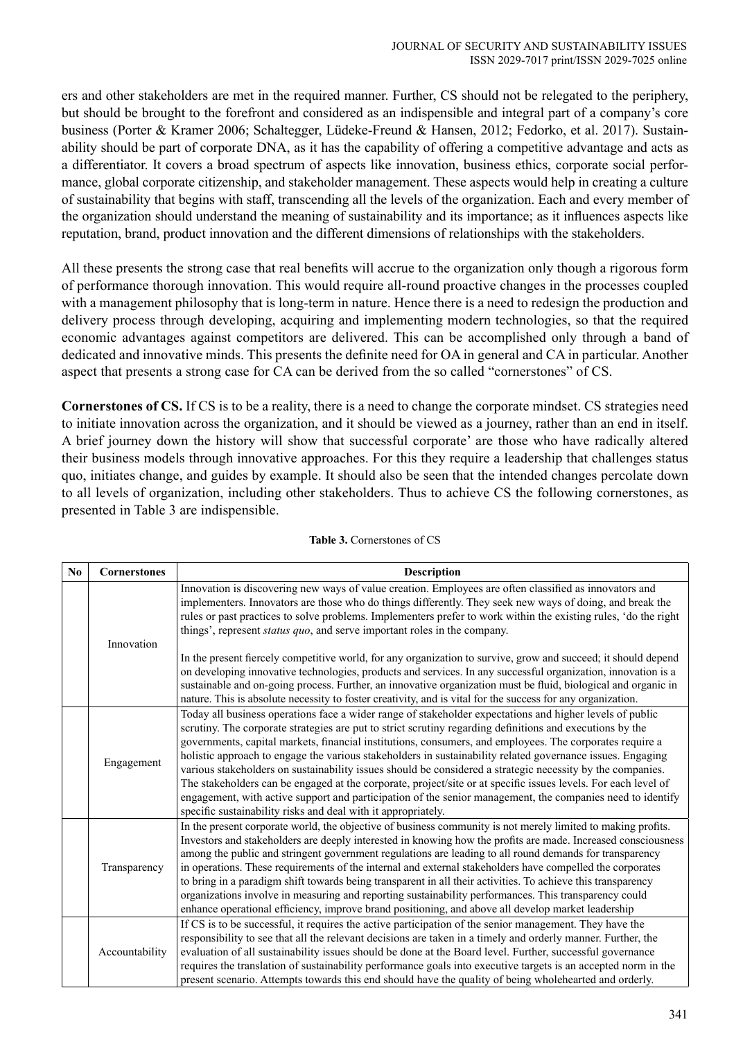ers and other stakeholders are met in the required manner. Further, CS should not be relegated to the periphery, but should be brought to the forefront and considered as an indispensible and integral part of a company's core business (Porter & Kramer 2006; Schaltegger, Lüdeke-Freund & Hansen, 2012; Fedorko, et al. 2017). Sustainability should be part of corporate DNA, as it has the capability of offering a competitive advantage and acts as a differentiator. It covers a broad spectrum of aspects like innovation, business ethics, corporate social performance, global corporate citizenship, and stakeholder management. These aspects would help in creating a culture of sustainability that begins with staff, transcending all the levels of the organization. Each and every member of the organization should understand the meaning of sustainability and its importance; as it influences aspects like reputation, brand, product innovation and the different dimensions of relationships with the stakeholders.

All these presents the strong case that real benefits will accrue to the organization only though a rigorous form of performance thorough innovation. This would require all-round proactive changes in the processes coupled with a management philosophy that is long-term in nature. Hence there is a need to redesign the production and delivery process through developing, acquiring and implementing modern technologies, so that the required economic advantages against competitors are delivered. This can be accomplished only through a band of dedicated and innovative minds. This presents the definite need for OA in general and CA in particular. Another aspect that presents a strong case for CA can be derived from the so called "cornerstones" of CS.

**Cornerstones of CS.** If CS is to be a reality, there is a need to change the corporate mindset. CS strategies need to initiate innovation across the organization, and it should be viewed as a journey, rather than an end in itself. A brief journey down the history will show that successful corporate' are those who have radically altered their business models through innovative approaches. For this they require a leadership that challenges status quo, initiates change, and guides by example. It should also be seen that the intended changes percolate down to all levels of organization, including other stakeholders. Thus to achieve CS the following cornerstones, as presented in Table 3 are indispensible.

**Table 3.** Cornerstones of CS

| No | Cornerstones | Description |
|---|---|---|
| | Innovation | Innovation is discovering new ways of value creation. Employees are often classified as innovators and implementers. Innovators are those who do things differently. They seek new ways of doing, and break the rules or past practices to solve problems. Implementers prefer to work within the existing rules, 'do the right things', represent *status quo*, and serve important roles in the company.<br><br>In the present fiercely competitive world, for any organization to survive, grow and succeed; it should depend on developing innovative technologies, products and services. In any successful organization, innovation is a sustainable and on-going process. Further, an innovative organization must be fluid, biological and organic in nature. This is absolute necessity to foster creativity, and is vital for the success for any organization. |
| | Engagement | Today all business operations face a wider range of stakeholder expectations and higher levels of public scrutiny. The corporate strategies are put to strict scrutiny regarding definitions and executions by the governments, capital markets, financial institutions, consumers, and employees. The corporates require a holistic approach to engage the various stakeholders in sustainability related governance issues. Engaging various stakeholders on sustainability issues should be considered a strategic necessity by the companies. The stakeholders can be engaged at the corporate, project/site or at specific issues levels. For each level of engagement, with active support and participation of the senior management, the companies need to identify specific sustainability risks and deal with it appropriately. |
| | Transparency | In the present corporate world, the objective of business community is not merely limited to making profits. Investors and stakeholders are deeply interested in knowing how the profits are made. Increased consciousness among the public and stringent government regulations are leading to all round demands for transparency in operations. These requirements of the internal and external stakeholders have compelled the corporates to bring in a paradigm shift towards being transparent in all their activities. To achieve this transparency organizations involve in measuring and reporting sustainability performances. This transparency could enhance operational efficiency, improve brand positioning, and above all develop market leadership |
| | Accountability | If CS is to be successful, it requires the active participation of the senior management. They have the responsibility to see that all the relevant decisions are taken in a timely and orderly manner. Further, the evaluation of all sustainability issues should be done at the Board level. Further, successful governance requires the translation of sustainability performance goals into executive targets is an accepted norm in the present scenario. Attempts towards this end should have the quality of being wholehearted and orderly. |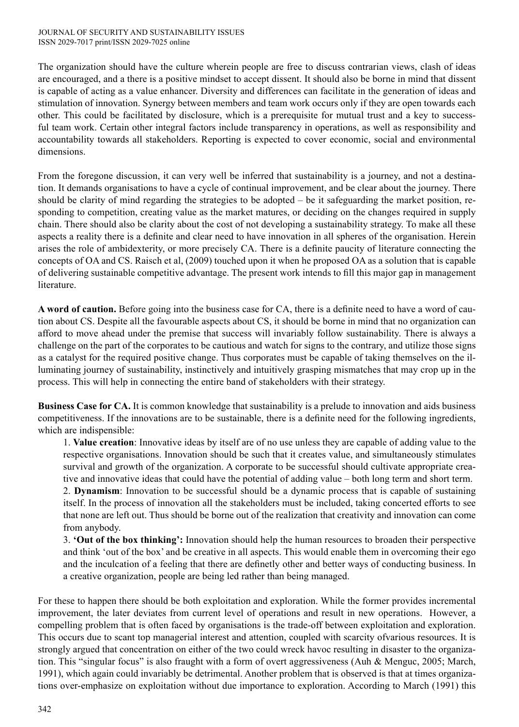The organization should have the culture wherein people are free to discuss contrarian views, clash of ideas are encouraged, and a there is a positive mindset to accept dissent. It should also be borne in mind that dissent is capable of acting as a value enhancer. Diversity and differences can facilitate in the generation of ideas and stimulation of innovation. Synergy between members and team work occurs only if they are open towards each other. This could be facilitated by disclosure, which is a prerequisite for mutual trust and a key to successful team work. Certain other integral factors include transparency in operations, as well as responsibility and accountability towards all stakeholders. Reporting is expected to cover economic, social and environmental dimensions.

From the foregone discussion, it can very well be inferred that sustainability is a journey, and not a destination. It demands organisations to have a cycle of continual improvement, and be clear about the journey. There should be clarity of mind regarding the strategies to be adopted – be it safeguarding the market position, responding to competition, creating value as the market matures, or deciding on the changes required in supply chain. There should also be clarity about the cost of not developing a sustainability strategy. To make all these aspects a reality there is a definite and clear need to have innovation in all spheres of the organisation. Herein arises the role of ambidexterity, or more precisely CA. There is a definite paucity of literature connecting the concepts of OA and CS. Raisch et al, (2009) touched upon it when he proposed OA as a solution that is capable of delivering sustainable competitive advantage. The present work intends to fill this major gap in management literature.

**A word of caution.** Before going into the business case for CA, there is a definite need to have a word of caution about CS. Despite all the favourable aspects about CS, it should be borne in mind that no organization can afford to move ahead under the premise that success will invariably follow sustainability. There is always a challenge on the part of the corporates to be cautious and watch for signs to the contrary, and utilize those signs as a catalyst for the required positive change. Thus corporates must be capable of taking themselves on the illuminating journey of sustainability, instinctively and intuitively grasping mismatches that may crop up in the process. This will help in connecting the entire band of stakeholders with their strategy.

**Business Case for CA.** It is common knowledge that sustainability is a prelude to innovation and aids business competitiveness. If the innovations are to be sustainable, there is a definite need for the following ingredients, which are indispensible:

1. **Value creation**: Innovative ideas by itself are of no use unless they are capable of adding value to the respective organisations. Innovation should be such that it creates value, and simultaneously stimulates survival and growth of the organization. A corporate to be successful should cultivate appropriate creative and innovative ideas that could have the potential of adding value – both long term and short term.
2. **Dynamism**: Innovation to be successful should be a dynamic process that is capable of sustaining itself. In the process of innovation all the stakeholders must be included, taking concerted efforts to see that none are left out. Thus should be borne out of the realization that creativity and innovation can come from anybody.
3. **'Out of the box thinking':** Innovation should help the human resources to broaden their perspective and think 'out of the box' and be creative in all aspects. This would enable them in overcoming their ego and the inculcation of a feeling that there are definetly other and better ways of conducting business. In a creative organization, people are being led rather than being managed.

For these to happen there should be both exploitation and exploration. While the former provides incremental improvement, the later deviates from current level of operations and result in new operations. However, a compelling problem that is often faced by organisations is the trade-off between exploitation and exploration. This occurs due to scant top managerial interest and attention, coupled with scarcity ofvarious resources. It is strongly argued that concentration on either of the two could wreck havoc resulting in disaster to the organization. This "singular focus" is also fraught with a form of overt aggressiveness (Auh & Menguc, 2005; March, 1991), which again could invariably be detrimental. Another problem that is observed is that at times organizations over-emphasize on exploitation without due importance to exploration. According to March (1991) this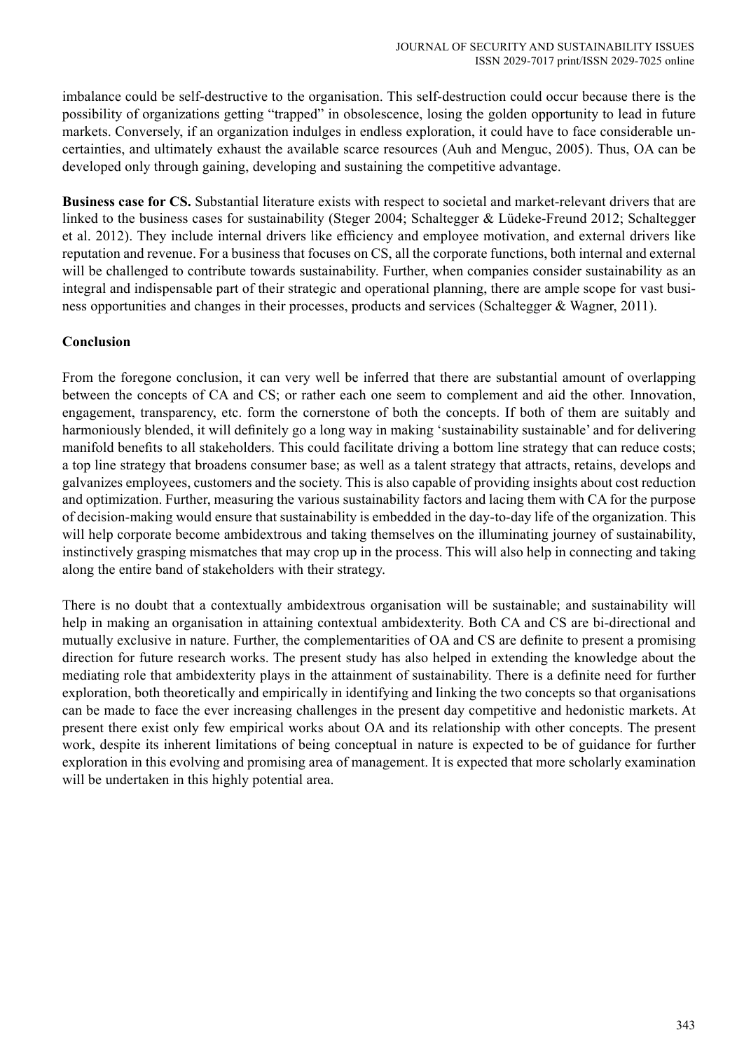imbalance could be self-destructive to the organisation. This self-destruction could occur because there is the possibility of organizations getting "trapped" in obsolescence, losing the golden opportunity to lead in future markets. Conversely, if an organization indulges in endless exploration, it could have to face considerable uncertainties, and ultimately exhaust the available scarce resources (Auh and Menguc, 2005). Thus, OA can be developed only through gaining, developing and sustaining the competitive advantage.

**Business case for CS.** Substantial literature exists with respect to societal and market-relevant drivers that are linked to the business cases for sustainability (Steger 2004; Schaltegger & Lüdeke-Freund 2012; Schaltegger et al. 2012). They include internal drivers like efficiency and employee motivation, and external drivers like reputation and revenue. For a business that focuses on CS, all the corporate functions, both internal and external will be challenged to contribute towards sustainability. Further, when companies consider sustainability as an integral and indispensable part of their strategic and operational planning, there are ample scope for vast business opportunities and changes in their processes, products and services (Schaltegger & Wagner, 2011).

## Conclusion

From the foregone conclusion, it can very well be inferred that there are substantial amount of overlapping between the concepts of CA and CS; or rather each one seem to complement and aid the other. Innovation, engagement, transparency, etc. form the cornerstone of both the concepts. If both of them are suitably and harmoniously blended, it will definitely go a long way in making 'sustainability sustainable' and for delivering manifold benefits to all stakeholders. This could facilitate driving a bottom line strategy that can reduce costs; a top line strategy that broadens consumer base; as well as a talent strategy that attracts, retains, develops and galvanizes employees, customers and the society. This is also capable of providing insights about cost reduction and optimization. Further, measuring the various sustainability factors and lacing them with CA for the purpose of decision-making would ensure that sustainability is embedded in the day-to-day life of the organization. This will help corporate become ambidextrous and taking themselves on the illuminating journey of sustainability, instinctively grasping mismatches that may crop up in the process. This will also help in connecting and taking along the entire band of stakeholders with their strategy.

There is no doubt that a contextually ambidextrous organisation will be sustainable; and sustainability will help in making an organisation in attaining contextual ambidexterity. Both CA and CS are bi-directional and mutually exclusive in nature. Further, the complementarities of OA and CS are definite to present a promising direction for future research works. The present study has also helped in extending the knowledge about the mediating role that ambidexterity plays in the attainment of sustainability. There is a definite need for further exploration, both theoretically and empirically in identifying and linking the two concepts so that organisations can be made to face the ever increasing challenges in the present day competitive and hedonistic markets. At present there exist only few empirical works about OA and its relationship with other concepts. The present work, despite its inherent limitations of being conceptual in nature is expected to be of guidance for further exploration in this evolving and promising area of management. It is expected that more scholarly examination will be undertaken in this highly potential area.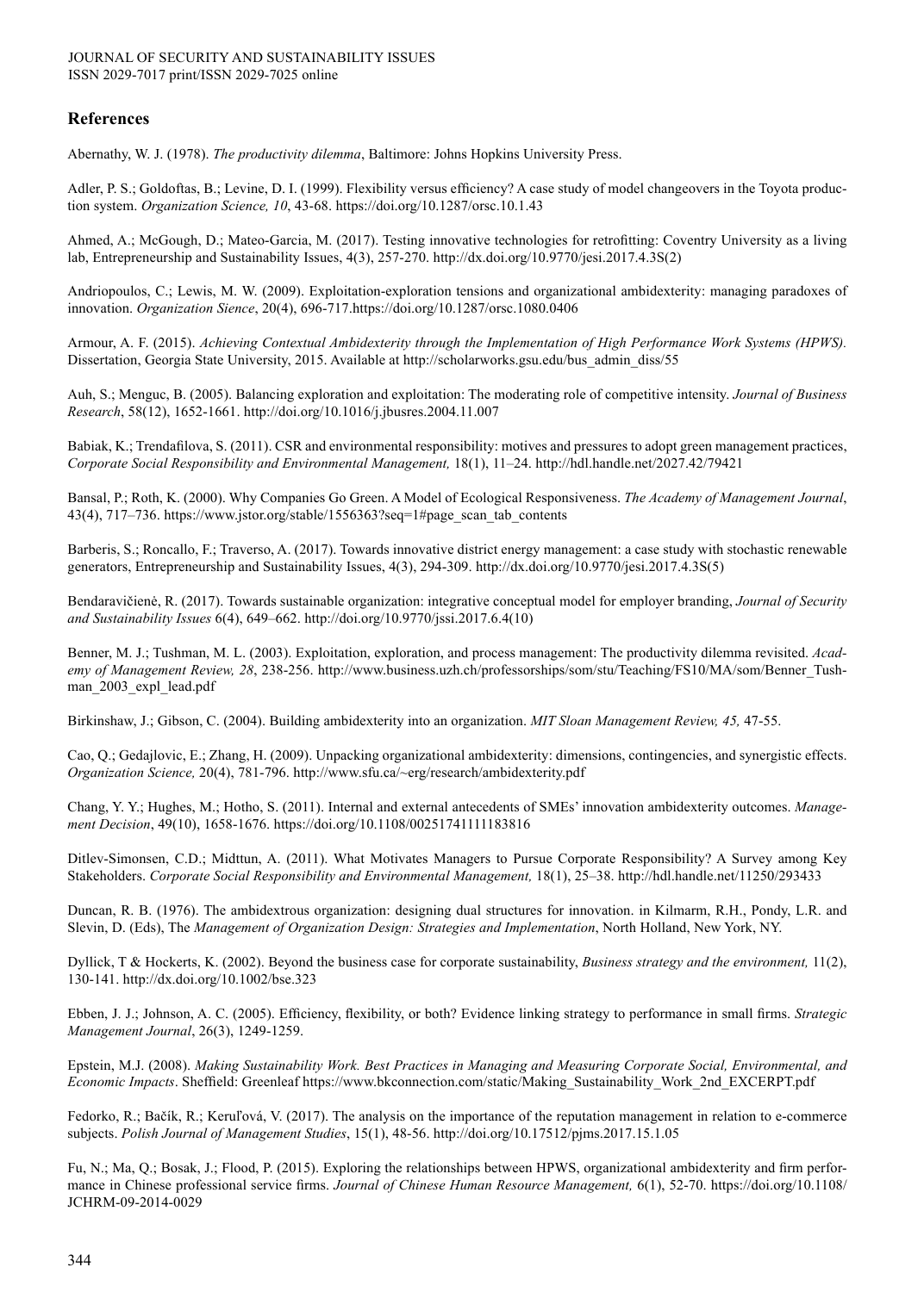## References

Abernathy, W. J. (1978). *The productivity dilemma*, Baltimore: Johns Hopkins University Press.

Adler, P. S.; Goldoftas, B.; Levine, D. I. (1999). Flexibility versus efficiency? A case study of model changeovers in the Toyota production system. *Organization Science, 10*, 43-68. https://doi.org/10.1287/orsc.10.1.43

Ahmed, A.; McGough, D.; Mateo-Garcia, M. (2017). Testing innovative technologies for retrofitting: Coventry University as a living lab, Entrepreneurship and Sustainability Issues, 4(3), 257-270. http://dx.doi.org/10.9770/jesi.2017.4.3S(2)

Andriopoulos, C.; Lewis, M. W. (2009). Exploitation-exploration tensions and organizational ambidexterity: managing paradoxes of innovation. *Organization Sience*, 20(4), 696-717.https://doi.org/10.1287/orsc.1080.0406

Armour, A. F. (2015). *Achieving Contextual Ambidexterity through the Implementation of High Performance Work Systems (HPWS).* Dissertation, Georgia State University, 2015. Available at http://scholarworks.gsu.edu/bus_admin_diss/55

Auh, S.; Menguc, B. (2005). Balancing exploration and exploitation: The moderating role of competitive intensity. *Journal of Business Research*, 58(12), 1652-1661. http://doi.org/10.1016/j.jbusres.2004.11.007

Babiak, K.; Trendafilova, S. (2011). CSR and environmental responsibility: motives and pressures to adopt green management practices, *Corporate Social Responsibility and Environmental Management,* 18(1), 11–24. http://hdl.handle.net/2027.42/79421

Bansal, P.; Roth, K. (2000). Why Companies Go Green. A Model of Ecological Responsiveness. *The Academy of Management Journal*, 43(4), 717–736. https://www.jstor.org/stable/1556363?seq=1#page_scan_tab_contents

Barberis, S.; Roncallo, F.; Traverso, A. (2017). Towards innovative district energy management: a case study with stochastic renewable generators, Entrepreneurship and Sustainability Issues, 4(3), 294-309. http://dx.doi.org/10.9770/jesi.2017.4.3S(5)

Bendaravičienė, R. (2017). Towards sustainable organization: integrative conceptual model for employer branding, *Journal of Security and Sustainability Issues* 6(4), 649–662. http://doi.org/10.9770/jssi.2017.6.4(10)

Benner, M. J.; Tushman, M. L. (2003). Exploitation, exploration, and process management: The productivity dilemma revisited. *Academy of Management Review, 28*, 238-256. http://www.business.uzh.ch/professorships/som/stu/Teaching/FS10/MA/som/Benner_Tushman_2003_expl_lead.pdf

Birkinshaw, J.; Gibson, C. (2004). Building ambidexterity into an organization. *MIT Sloan Management Review, 45,* 47-55.

Cao, Q.; Gedajlovic, E.; Zhang, H. (2009). Unpacking organizational ambidexterity: dimensions, contingencies, and synergistic effects. *Organization Science,* 20(4), 781-796. http://www.sfu.ca/~erg/research/ambidexterity.pdf

Chang, Y. Y.; Hughes, M.; Hotho, S. (2011). Internal and external antecedents of SMEs' innovation ambidexterity outcomes. *Management Decision*, 49(10), 1658-1676. https://doi.org/10.1108/00251741111183816

Ditlev-Simonsen, C.D.; Midttun, A. (2011). What Motivates Managers to Pursue Corporate Responsibility? A Survey among Key Stakeholders. *Corporate Social Responsibility and Environmental Management,* 18(1), 25–38. http://hdl.handle.net/11250/293433

Duncan, R. B. (1976). The ambidextrous organization: designing dual structures for innovation. in Kilmarm, R.H., Pondy, L.R. and Slevin, D. (Eds), The *Management of Organization Design: Strategies and Implementation*, North Holland, New York, NY.

Dyllick, T & Hockerts, K. (2002). Beyond the business case for corporate sustainability, *Business strategy and the environment,* 11(2), 130-141. http://dx.doi.org/10.1002/bse.323

Ebben, J. J.; Johnson, A. C. (2005). Efficiency, flexibility, or both? Evidence linking strategy to performance in small firms. *Strategic Management Journal*, 26(3), 1249-1259.

Epstein, M.J. (2008). *Making Sustainability Work. Best Practices in Managing and Measuring Corporate Social, Environmental, and Economic Impacts*. Sheffield: Greenleaf https://www.bkconnection.com/static/Making_Sustainability_Work_2nd_EXCERPT.pdf

Fedorko, R.; Bačík, R.; Keruľová, V. (2017). The analysis on the importance of the reputation management in relation to e-commerce subjects. *Polish Journal of Management Studies*, 15(1), 48-56. http://doi.org/10.17512/pjms.2017.15.1.05

Fu, N.; Ma, Q.; Bosak, J.; Flood, P. (2015). Exploring the relationships between HPWS, organizational ambidexterity and firm performance in Chinese professional service firms. *Journal of Chinese Human Resource Management,* 6(1), 52-70. https://doi.org/10.1108/JCHRM-09-2014-0029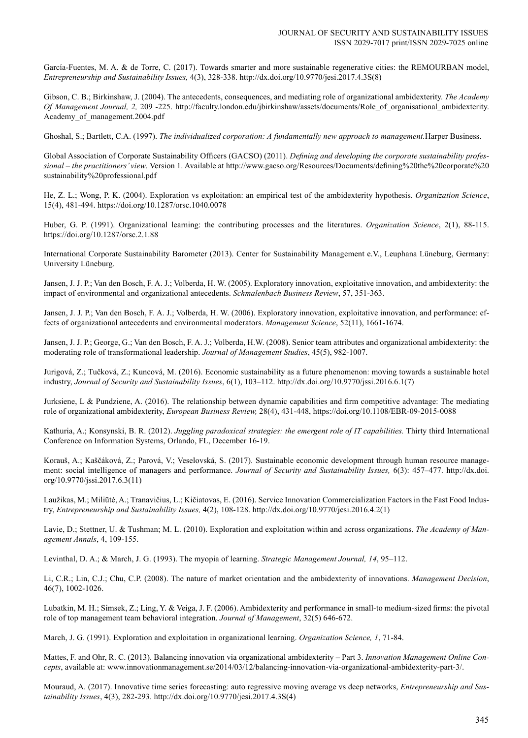García-Fuentes, M. A. & de Torre, C. (2017). Towards smarter and more sustainable regenerative cities: the REMOURBAN model, *Entrepreneurship and Sustainability Issues,* 4(3), 328-338. http://dx.doi.org/10.9770/jesi.2017.4.3S(8)

Gibson, C. B.; Birkinshaw, J. (2004). The antecedents, consequences, and mediating role of organizational ambidexterity. *The Academy Of Management Journal, 2,* 209 -225. http://faculty.london.edu/jbirkinshaw/assets/documents/Role_of_organisational_ambidexterity.Academy_of_management.2004.pdf

Ghoshal, S.; Bartlett, C.A. (1997). *The individualized corporation: A fundamentally new approach to management.*Harper Business.

Global Association of Corporate Sustainability Officers (GACSO) (2011). *Defining and developing the corporate sustainability professional – the practitioners' view*. Version 1. Available at http://www.gacso.org/Resources/Documents/defining%20the%20corporate%20sustainability%20professional.pdf

He, Z. L.; Wong, P. K. (2004). Exploration vs exploitation: an empirical test of the ambidexterity hypothesis. *Organization Science*, 15(4), 481-494. https://doi.org/10.1287/orsc.1040.0078

Huber, G. P. (1991). Organizational learning: the contributing processes and the literatures. *Organization Science*, 2(1), 88-115. https://doi.org/10.1287/orsc.2.1.88

International Corporate Sustainability Barometer (2013). Center for Sustainability Management e.V., Leuphana Lüneburg, Germany: University Lüneburg.

Jansen, J. J. P.; Van den Bosch, F. A. J.; Volberda, H. W. (2005). Exploratory innovation, exploitative innovation, and ambidexterity: the impact of environmental and organizational antecedents. *Schmalenbach Business Review*, 57, 351-363.

Jansen, J. J. P.; Van den Bosch, F. A. J.; Volberda, H. W. (2006). Exploratory innovation, exploitative innovation, and performance: effects of organizational antecedents and environmental moderators. *Management Science*, 52(11), 1661-1674.

Jansen, J. J. P.; George, G.; Van den Bosch, F. A. J.; Volberda, H.W. (2008). Senior team attributes and organizational ambidexterity: the moderating role of transformational leadership. *Journal of Management Studies*, 45(5), 982-1007.

Jurigová, Z.; Tučková, Z.; Kuncová, M. (2016). Economic sustainability as a future phenomenon: moving towards a sustainable hotel industry, *Journal of Security and Sustainability Issues*, 6(1), 103–112. http://dx.doi.org/10.9770/jssi.2016.6.1(7)

Jurksiene, L & Pundziene, A. (2016). The relationship between dynamic capabilities and firm competitive advantage: The mediating role of organizational ambidexterity, *European Business Review,* 28(4), 431-448, https://doi.org/10.1108/EBR-09-2015-0088

Kathuria, A.; Konsynski, B. R. (2012). *Juggling paradoxical strategies: the emergent role of IT capabilities.* Thirty third International Conference on Information Systems, Orlando, FL, December 16-19.

Korauš, A.; Kaščáková, Z.; Parová, V.; Veselovská, S. (2017). Sustainable economic development through human resource management: social intelligence of managers and performance. *Journal of Security and Sustainability Issues,* 6(3): 457–477. http://dx.doi.org/10.9770/jssi.2017.6.3(11)

Laužikas, M.; Miliūtė, A.; Tranavičius, L.; Kičiatovas, E. (2016). Service Innovation Commercialization Factors in the Fast Food Industry, *Entrepreneurship and Sustainability Issues,* 4(2), 108-128. http://dx.doi.org/10.9770/jesi.2016.4.2(1)

Lavie, D.; Stettner, U. & Tushman; M. L. (2010). Exploration and exploitation within and across organizations. *The Academy of Management Annals*, 4, 109-155.

Levinthal, D. A.; & March, J. G. (1993). The myopia of learning. *Strategic Management Journal, 14*, 95–112.

Li, C.R.; Lin, C.J.; Chu, C.P. (2008). The nature of market orientation and the ambidexterity of innovations. *Management Decision*, 46(7), 1002-1026.

Lubatkin, M. H.; Simsek, Z.; Ling, Y. & Veiga, J. F. (2006). Ambidexterity and performance in small-to medium-sized firms: the pivotal role of top management team behavioral integration. *Journal of Management*, 32(5) 646-672.

March, J. G. (1991). Exploration and exploitation in organizational learning. *Organization Science, 1*, 71-84.

Mattes, F. and Ohr, R. C. (2013). Balancing innovation via organizational ambidexterity – Part 3. *Innovation Management Online Concepts*, available at: www.innovationmanagement.se/2014/03/12/balancing-innovation-via-organizational-ambidexterity-part-3/.

Mouraud, A. (2017). Innovative time series forecasting: auto regressive moving average vs deep networks, *Entrepreneurship and Sustainability Issues*, 4(3), 282-293. http://dx.doi.org/10.9770/jesi.2017.4.3S(4)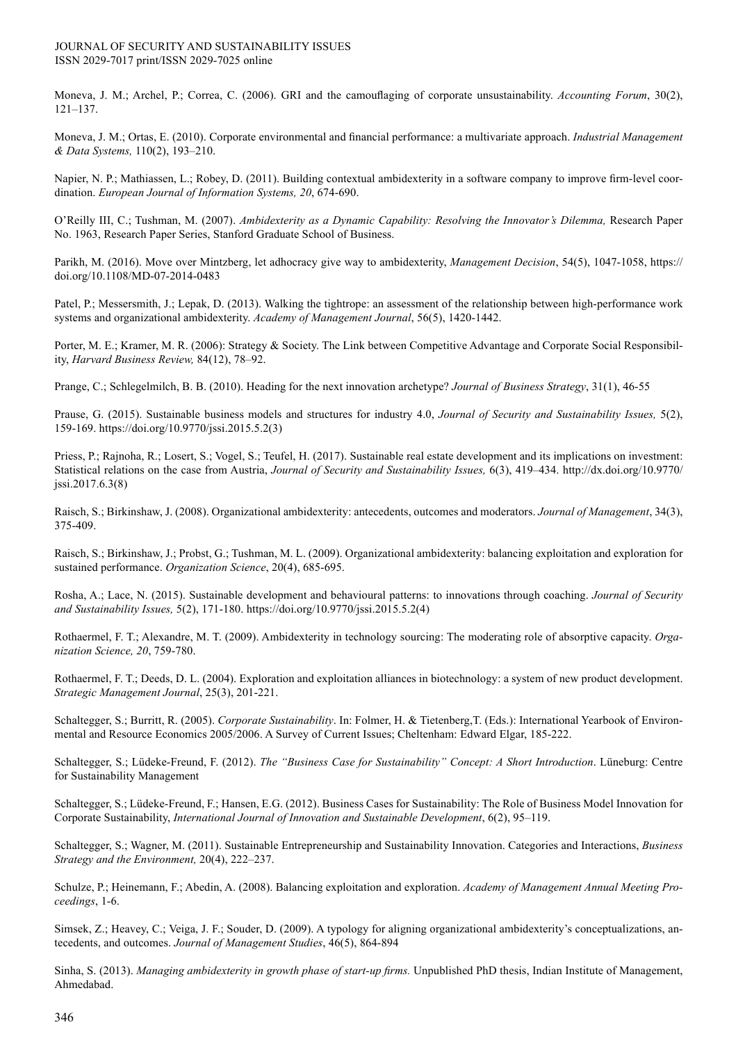Moneva, J. M.; Archel, P.; Correa, C. (2006). GRI and the camouflaging of corporate unsustainability. *Accounting Forum*, 30(2), 121–137.

Moneva, J. M.; Ortas, E. (2010). Corporate environmental and financial performance: a multivariate approach. *Industrial Management & Data Systems,* 110(2), 193–210.

Napier, N. P.; Mathiassen, L.; Robey, D. (2011). Building contextual ambidexterity in a software company to improve firm-level coordination. *European Journal of Information Systems, 20*, 674-690.

O'Reilly III, C.; Tushman, M. (2007). *Ambidexterity as a Dynamic Capability: Resolving the Innovator's Dilemma,* Research Paper No. 1963, Research Paper Series, Stanford Graduate School of Business.

Parikh, M. (2016). Move over Mintzberg, let adhocracy give way to ambidexterity, *Management Decision*, 54(5), 1047-1058, https://doi.org/10.1108/MD-07-2014-0483

Patel, P.; Messersmith, J.; Lepak, D. (2013). Walking the tightrope: an assessment of the relationship between high-performance work systems and organizational ambidexterity. *Academy of Management Journal*, 56(5), 1420-1442.

Porter, M. E.; Kramer, M. R. (2006): Strategy & Society. The Link between Competitive Advantage and Corporate Social Responsibility, *Harvard Business Review,* 84(12), 78–92.

Prange, C.; Schlegelmilch, B. B. (2010). Heading for the next innovation archetype? *Journal of Business Strategy*, 31(1), 46-55

Prause, G. (2015). Sustainable business models and structures for industry 4.0, *Journal of Security and Sustainability Issues,* 5(2), 159-169. https://doi.org/10.9770/jssi.2015.5.2(3)

Priess, P.; Rajnoha, R.; Losert, S.; Vogel, S.; Teufel, H. (2017). Sustainable real estate development and its implications on investment: Statistical relations on the case from Austria, *Journal of Security and Sustainability Issues,* 6(3), 419–434. http://dx.doi.org/10.9770/jssi.2017.6.3(8)

Raisch, S.; Birkinshaw, J. (2008). Organizational ambidexterity: antecedents, outcomes and moderators. *Journal of Management*, 34(3), 375-409.

Raisch, S.; Birkinshaw, J.; Probst, G.; Tushman, M. L. (2009). Organizational ambidexterity: balancing exploitation and exploration for sustained performance. *Organization Science*, 20(4), 685-695.

Rosha, A.; Lace, N. (2015). Sustainable development and behavioural patterns: to innovations through coaching. *Journal of Security and Sustainability Issues,* 5(2), 171-180. https://doi.org/10.9770/jssi.2015.5.2(4)

Rothaermel, F. T.; Alexandre, M. T. (2009). Ambidexterity in technology sourcing: The moderating role of absorptive capacity. *Organization Science, 20*, 759-780.

Rothaermel, F. T.; Deeds, D. L. (2004). Exploration and exploitation alliances in biotechnology: a system of new product development. *Strategic Management Journal*, 25(3), 201-221.

Schaltegger, S.; Burritt, R. (2005). *Corporate Sustainability*. In: Folmer, H. & Tietenberg,T. (Eds.): International Yearbook of Environmental and Resource Economics 2005/2006. A Survey of Current Issues; Cheltenham: Edward Elgar, 185-222.

Schaltegger, S.; Lüdeke-Freund, F. (2012). *The "Business Case for Sustainability" Concept: A Short Introduction*. Lüneburg: Centre for Sustainability Management

Schaltegger, S.; Lüdeke-Freund, F.; Hansen, E.G. (2012). Business Cases for Sustainability: The Role of Business Model Innovation for Corporate Sustainability, *International Journal of Innovation and Sustainable Development*, 6(2), 95–119.

Schaltegger, S.; Wagner, M. (2011). Sustainable Entrepreneurship and Sustainability Innovation. Categories and Interactions, *Business Strategy and the Environment,* 20(4), 222–237.

Schulze, P.; Heinemann, F.; Abedin, A. (2008). Balancing exploitation and exploration. *Academy of Management Annual Meeting Proceedings*, 1-6.

Simsek, Z.; Heavey, C.; Veiga, J. F.; Souder, D. (2009). A typology for aligning organizational ambidexterity's conceptualizations, antecedents, and outcomes. *Journal of Management Studies*, 46(5), 864-894

Sinha, S. (2013). *Managing ambidexterity in growth phase of start-up firms.* Unpublished PhD thesis, Indian Institute of Management, Ahmedabad.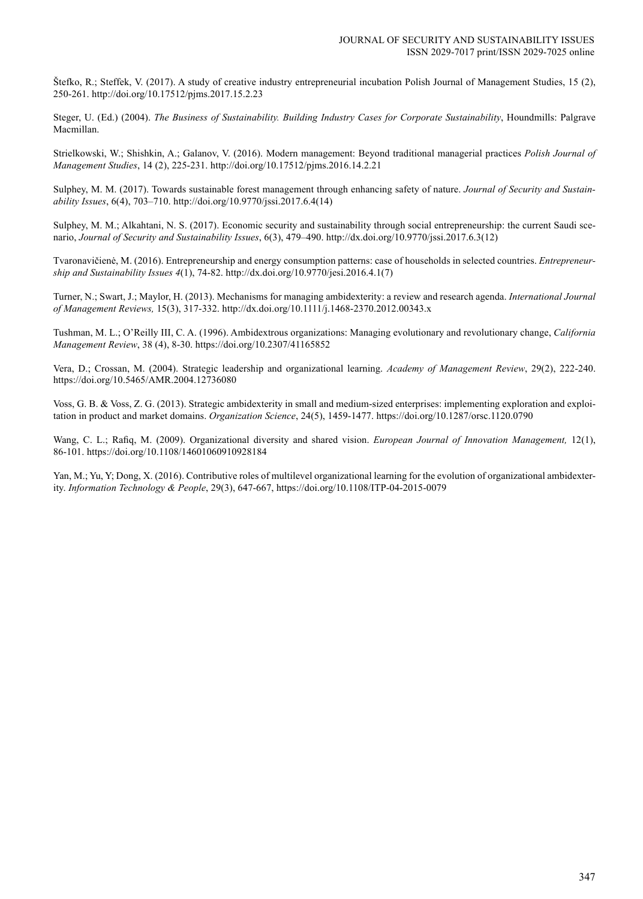Štefko, R.; Steffek, V. (2017). A study of creative industry entrepreneurial incubation Polish Journal of Management Studies, 15 (2), 250-261. http://doi.org/10.17512/pjms.2017.15.2.23

Steger, U. (Ed.) (2004). *The Business of Sustainability. Building Industry Cases for Corporate Sustainability*, Houndmills: Palgrave Macmillan.

Strielkowski, W.; Shishkin, A.; Galanov, V. (2016). Modern management: Beyond traditional managerial practices *Polish Journal of Management Studies*, 14 (2), 225-231. http://doi.org/10.17512/pjms.2016.14.2.21

Sulphey, M. M. (2017). Towards sustainable forest management through enhancing safety of nature. *Journal of Security and Sustainability Issues*, 6(4), 703–710. http://doi.org/10.9770/jssi.2017.6.4(14)

Sulphey, M. M.; Alkahtani, N. S. (2017). Economic security and sustainability through social entrepreneurship: the current Saudi scenario, *Journal of Security and Sustainability Issues*, 6(3), 479–490. http://dx.doi.org/10.9770/jssi.2017.6.3(12)

Tvaronavičienė, M. (2016). Entrepreneurship and energy consumption patterns: case of households in selected countries. *Entrepreneurship and Sustainability Issues 4*(1), 74-82. http://dx.doi.org/10.9770/jesi.2016.4.1(7)

Turner, N.; Swart, J.; Maylor, H. (2013). Mechanisms for managing ambidexterity: a review and research agenda. *International Journal of Management Reviews,* 15(3), 317-332. http://dx.doi.org/10.1111/j.1468-2370.2012.00343.x

Tushman, M. L.; O'Reilly III, C. A. (1996). Ambidextrous organizations: Managing evolutionary and revolutionary change, *California Management Review*, 38 (4), 8-30. https://doi.org/10.2307/41165852

Vera, D.; Crossan, M. (2004). Strategic leadership and organizational learning. *Academy of Management Review*, 29(2), 222-240. https://doi.org/10.5465/AMR.2004.12736080

Voss, G. B. & Voss, Z. G. (2013). Strategic ambidexterity in small and medium-sized enterprises: implementing exploration and exploitation in product and market domains. *Organization Science*, 24(5), 1459-1477. https://doi.org/10.1287/orsc.1120.0790

Wang, C. L.; Rafiq, M. (2009). Organizational diversity and shared vision. *European Journal of Innovation Management,* 12(1), 86-101. https://doi.org/10.1108/14601060910928184

Yan, M.; Yu, Y; Dong, X. (2016). Contributive roles of multilevel organizational learning for the evolution of organizational ambidexterity. *Information Technology & People*, 29(3), 647-667, https://doi.org/10.1108/ITP-04-2015-0079